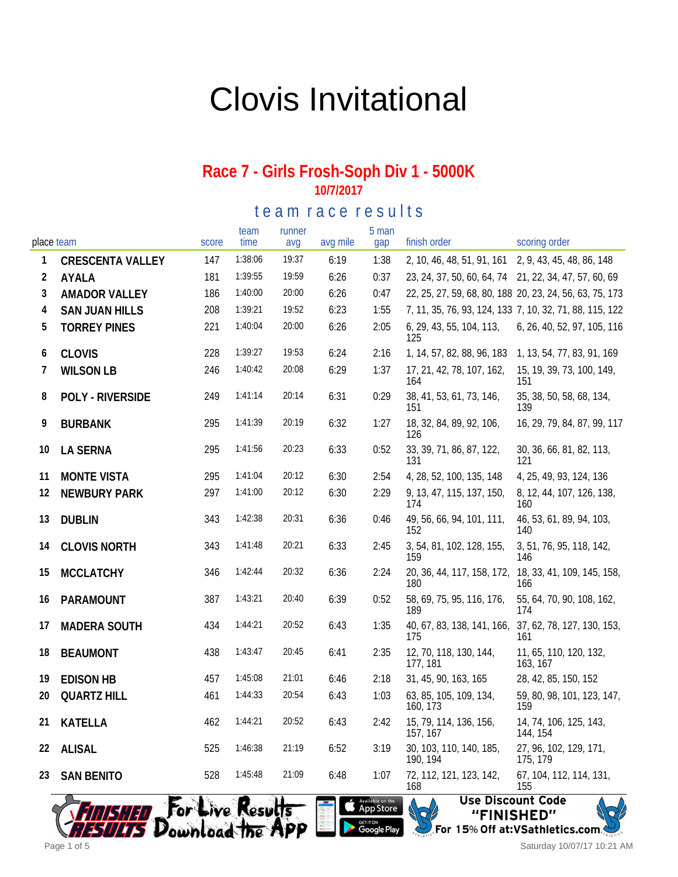# Clovis Invitational

## Race 7 - Girls Frosh-Soph Div 1 - 5000K

**10/7/2017**

### team race results

| place | team | score | team time | runner avg | avg mile | 5 man gap | finish order | scoring order |
|---|---|---|---|---|---|---|---|---|
| 1 | CRESCENTA VALLEY | 147 | 1:38:06 | 19:37 | 6:19 | 1:38 | 2, 10, 46, 48, 51, 91, 161 | 2, 9, 43, 45, 48, 86, 148 |
| 2 | AYALA | 181 | 1:39:55 | 19:59 | 6:26 | 0:37 | 23, 24, 37, 50, 60, 64, 74 | 21, 22, 34, 47, 57, 60, 69 |
| 3 | AMADOR VALLEY | 186 | 1:40:00 | 20:00 | 6:26 | 0:47 | 22, 25, 27, 59, 68, 80, 188 | 20, 23, 24, 56, 63, 75, 173 |
| 4 | SAN JUAN HILLS | 208 | 1:39:21 | 19:52 | 6:23 | 1:55 | 7, 11, 35, 76, 93, 124, 133 | 7, 10, 32, 71, 88, 115, 122 |
| 5 | TORREY PINES | 221 | 1:40:04 | 20:00 | 6:26 | 2:05 | 6, 29, 43, 55, 104, 113, 125 | 6, 26, 40, 52, 97, 105, 116 |
| 6 | CLOVIS | 228 | 1:39:27 | 19:53 | 6:24 | 2:16 | 1, 14, 57, 82, 88, 96, 183 | 1, 13, 54, 77, 83, 91, 169 |
| 7 | WILSON LB | 246 | 1:40:42 | 20:08 | 6:29 | 1:37 | 17, 21, 42, 78, 107, 162, 164 | 15, 19, 39, 73, 100, 149, 151 |
| 8 | POLY - RIVERSIDE | 249 | 1:41:14 | 20:14 | 6:31 | 0:29 | 38, 41, 53, 61, 73, 146, 151 | 35, 38, 50, 58, 68, 134, 139 |
| 9 | BURBANK | 295 | 1:41:39 | 20:19 | 6:32 | 1:27 | 18, 32, 84, 89, 92, 106, 126 | 16, 29, 79, 84, 87, 99, 117 |
| 10 | LA SERNA | 295 | 1:41:56 | 20:23 | 6:33 | 0:52 | 33, 39, 71, 86, 87, 122, 131 | 30, 36, 66, 81, 82, 113, 121 |
| 11 | MONTE VISTA | 295 | 1:41:04 | 20:12 | 6:30 | 2:54 | 4, 28, 52, 100, 135, 148 | 4, 25, 49, 93, 124, 136 |
| 12 | NEWBURY PARK | 297 | 1:41:00 | 20:12 | 6:30 | 2:29 | 9, 13, 47, 115, 137, 150, 174 | 8, 12, 44, 107, 126, 138, 160 |
| 13 | DUBLIN | 343 | 1:42:38 | 20:31 | 6:36 | 0:46 | 49, 56, 66, 94, 101, 111, 152 | 46, 53, 61, 89, 94, 103, 140 |
| 14 | CLOVIS NORTH | 343 | 1:41:48 | 20:21 | 6:33 | 2:45 | 3, 54, 81, 102, 128, 155, 159 | 3, 51, 76, 95, 118, 142, 146 |
| 15 | MCCLATCHY | 346 | 1:42:44 | 20:32 | 6:36 | 2:24 | 20, 36, 44, 117, 158, 172, 180 | 18, 33, 41, 109, 145, 158, 166 |
| 16 | PARAMOUNT | 387 | 1:43:21 | 20:40 | 6:39 | 0:52 | 58, 69, 75, 95, 116, 176, 189 | 55, 64, 70, 90, 108, 162, 174 |
| 17 | MADERA SOUTH | 434 | 1:44:21 | 20:52 | 6:43 | 1:35 | 40, 67, 83, 138, 141, 166, 175 | 37, 62, 78, 127, 130, 153, 161 |
| 18 | BEAUMONT | 438 | 1:43:47 | 20:45 | 6:41 | 2:35 | 12, 70, 118, 130, 144, 177, 181 | 11, 65, 110, 120, 132, 163, 167 |
| 19 | EDISON HB | 457 | 1:45:08 | 21:01 | 6:46 | 2:18 | 31, 45, 90, 163, 165 | 28, 42, 85, 150, 152 |
| 20 | QUARTZ HILL | 461 | 1:44:33 | 20:54 | 6:43 | 1:03 | 63, 85, 105, 109, 134, 160, 173 | 59, 80, 98, 101, 123, 147, 159 |
| 21 | KATELLA | 462 | 1:44:21 | 20:52 | 6:43 | 2:42 | 15, 79, 114, 136, 156, 157, 167 | 14, 74, 106, 125, 143, 144, 154 |
| 22 | ALISAL | 525 | 1:46:38 | 21:19 | 6:52 | 3:19 | 30, 103, 110, 140, 185, 190, 194 | 27, 96, 102, 129, 171, 175, 179 |
| 23 | SAN BENITO | 528 | 1:45:48 | 21:09 | 6:48 | 1:07 | 72, 112, 121, 123, 142, 168 | 67, 104, 112, 114, 131, 155 |

Finished Results — For Live Results Download the App — Available on the App Store — Get it on Google Play

Use Discount Code "FINISHED" For 15% Off at:VSathletics.com

Saturday 10/07/17 10:21 AM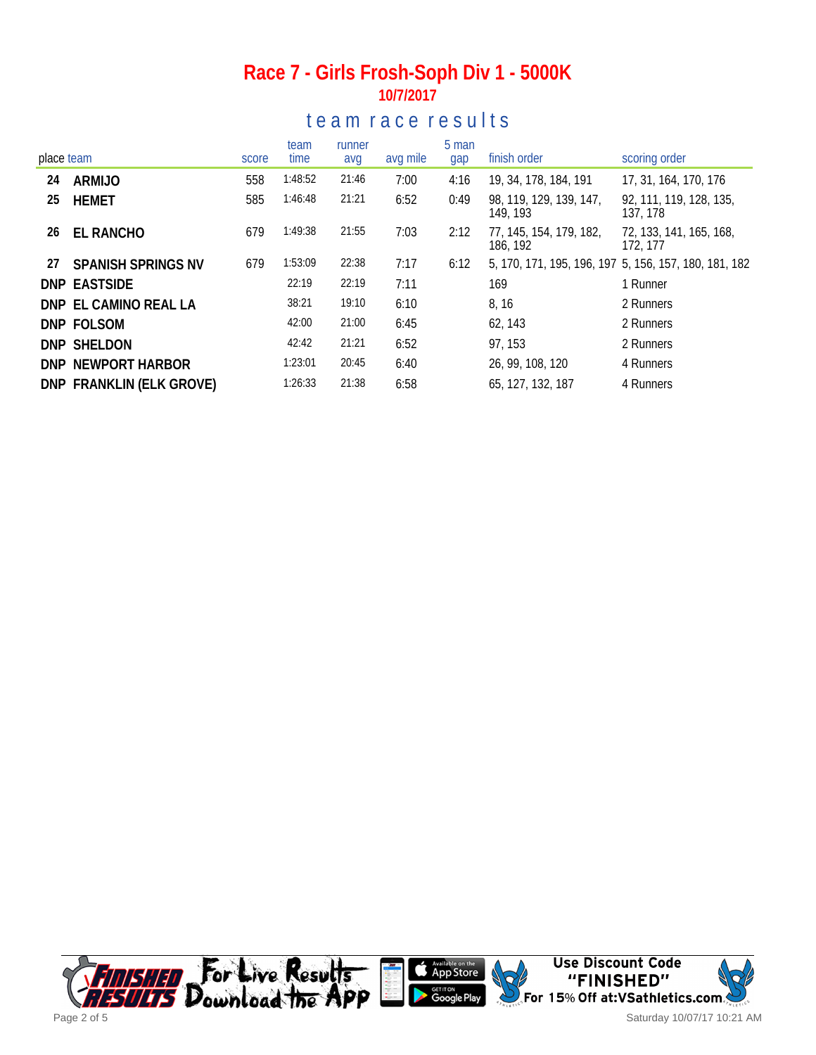# Race 7 - Girls Frosh-Soph Div 1 - 5000K

**10/7/2017**

## team race results

| place | team | score | team time | runner avg | avg mile | 5 man gap | finish order | scoring order |
|---|---|---|---|---|---|---|---|---|
| 24 | **ARMIJO** | 558 | 1:48:52 | 21:46 | 7:00 | 4:16 | 19, 34, 178, 184, 191 | 17, 31, 164, 170, 176 |
| 25 | **HEMET** | 585 | 1:46:48 | 21:21 | 6:52 | 0:49 | 98, 119, 129, 139, 147, 149, 193 | 92, 111, 119, 128, 135, 137, 178 |
| 26 | **EL RANCHO** | 679 | 1:49:38 | 21:55 | 7:03 | 2:12 | 77, 145, 154, 179, 182, 186, 192 | 72, 133, 141, 165, 168, 172, 177 |
| 27 | **SPANISH SPRINGS NV** | 679 | 1:53:09 | 22:38 | 7:17 | 6:12 | 5, 170, 171, 195, 196, 197 | 5, 156, 157, 180, 181, 182 |
| DNP | **EASTSIDE** | | 22:19 | 22:19 | 7:11 | | 169 | 1 Runner |
| DNP | **EL CAMINO REAL LA** | | 38:21 | 19:10 | 6:10 | | 8, 16 | 2 Runners |
| DNP | **FOLSOM** | | 42:00 | 21:00 | 6:45 | | 62, 143 | 2 Runners |
| DNP | **SHELDON** | | 42:42 | 21:21 | 6:52 | | 97, 153 | 2 Runners |
| DNP | **NEWPORT HARBOR** | | 1:23:01 | 20:45 | 6:40 | | 26, 99, 108, 120 | 4 Runners |
| DNP | **FRANKLIN (ELK GROVE)** | | 1:26:33 | 21:38 | 6:58 | | 65, 127, 132, 187 | 4 Runners |

For Live Results Download the App

Use Discount Code "FINISHED" For 15% Off at:VSathletics.com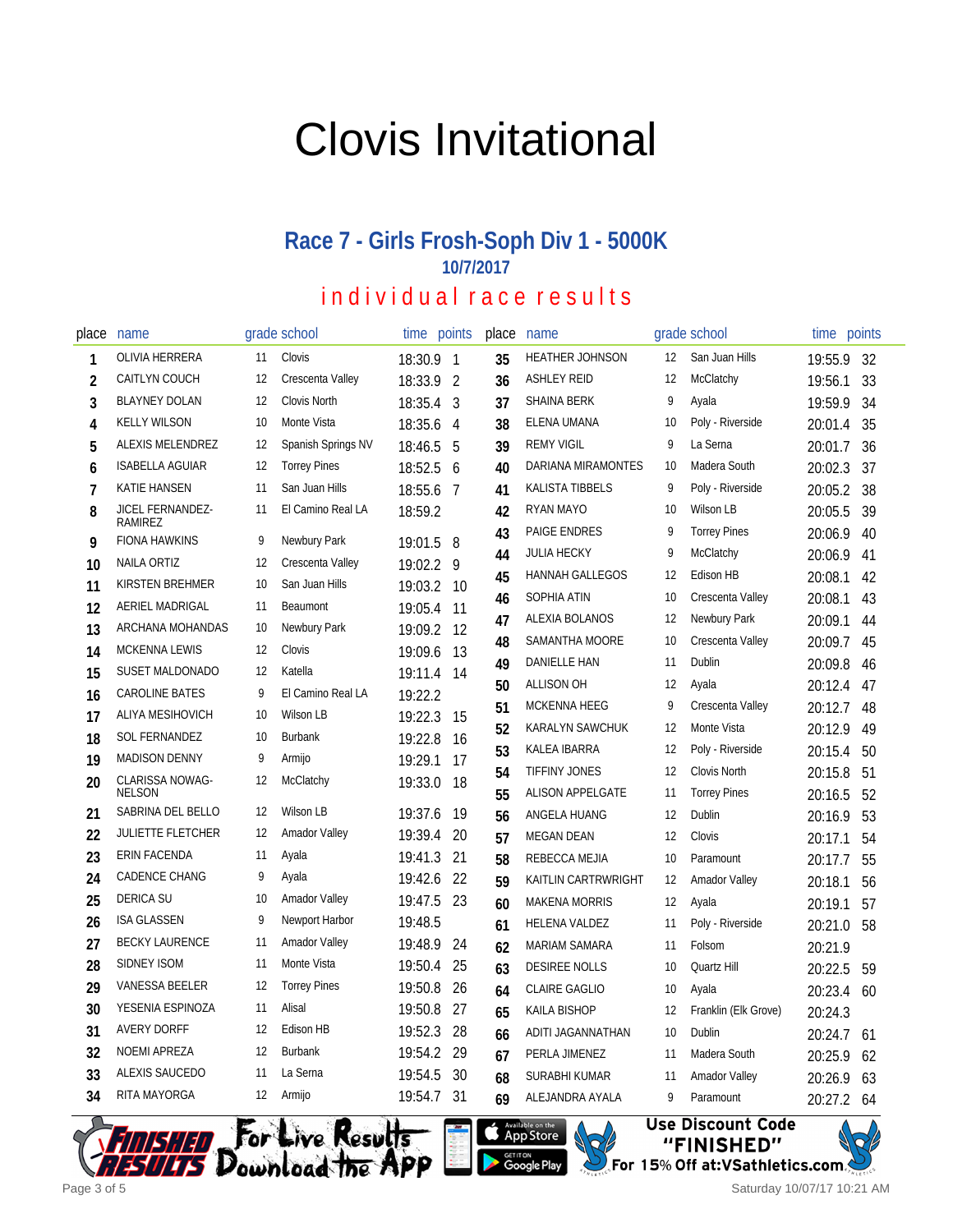# Clovis Invitational

## Race 7 - Girls Frosh-Soph Div 1 - 5000K

**10/7/2017**

### individual race results

| place | name | grade | school | time | points |
|---|---|---|---|---|---|
| 1 | OLIVIA HERRERA | 11 | Clovis | 18:30.9 | 1 |
| 2 | CAITLYN COUCH | 12 | Crescenta Valley | 18:33.9 | 2 |
| 3 | BLAYNEY DOLAN | 12 | Clovis North | 18:35.4 | 3 |
| 4 | KELLY WILSON | 10 | Monte Vista | 18:35.6 | 4 |
| 5 | ALEXIS MELENDREZ | 12 | Spanish Springs NV | 18:46.5 | 5 |
| 6 | ISABELLA AGUIAR | 12 | Torrey Pines | 18:52.5 | 6 |
| 7 | KATIE HANSEN | 11 | San Juan Hills | 18:55.6 | 7 |
| 8 | JICEL FERNANDEZ-RAMIREZ | 11 | El Camino Real LA | 18:59.2 | |
| 9 | FIONA HAWKINS | 9 | Newbury Park | 19:01.5 | 8 |
| 10 | NAILA ORTIZ | 12 | Crescenta Valley | 19:02.2 | 9 |
| 11 | KIRSTEN BREHMER | 10 | San Juan Hills | 19:03.2 | 10 |
| 12 | AERIEL MADRIGAL | 11 | Beaumont | 19:05.4 | 11 |
| 13 | ARCHANA MOHANDAS | 10 | Newbury Park | 19:09.2 | 12 |
| 14 | MCKENNA LEWIS | 12 | Clovis | 19:09.6 | 13 |
| 15 | SUSET MALDONADO | 12 | Katella | 19:11.4 | 14 |
| 16 | CAROLINE BATES | 9 | El Camino Real LA | 19:22.2 | |
| 17 | ALIYA MESIHOVICH | 10 | Wilson LB | 19:22.3 | 15 |
| 18 | SOL FERNANDEZ | 10 | Burbank | 19:22.8 | 16 |
| 19 | MADISON DENNY | 9 | Armijo | 19:29.1 | 17 |
| 20 | CLARISSA NOWAG-NELSON | 12 | McClatchy | 19:33.0 | 18 |
| 21 | SABRINA DEL BELLO | 12 | Wilson LB | 19:37.6 | 19 |
| 22 | JULIETTE FLETCHER | 12 | Amador Valley | 19:39.4 | 20 |
| 23 | ERIN FACENDA | 11 | Ayala | 19:41.3 | 21 |
| 24 | CADENCE CHANG | 9 | Ayala | 19:42.6 | 22 |
| 25 | DERICA SU | 10 | Amador Valley | 19:47.5 | 23 |
| 26 | ISA GLASSEN | 9 | Newport Harbor | 19:48.5 | |
| 27 | BECKY LAURENCE | 11 | Amador Valley | 19:48.9 | 24 |
| 28 | SIDNEY ISOM | 11 | Monte Vista | 19:50.4 | 25 |
| 29 | VANESSA BEELER | 12 | Torrey Pines | 19:50.8 | 26 |
| 30 | YESENIA ESPINOZA | 11 | Alisal | 19:50.8 | 27 |
| 31 | AVERY DORFF | 12 | Edison HB | 19:52.3 | 28 |
| 32 | NOEMI APREZA | 12 | Burbank | 19:54.2 | 29 |
| 33 | ALEXIS SAUCEDO | 11 | La Serna | 19:54.5 | 30 |
| 34 | RITA MAYORGA | 12 | Armijo | 19:54.7 | 31 |
| 35 | HEATHER JOHNSON | 12 | San Juan Hills | 19:55.9 | 32 |
| 36 | ASHLEY REID | 12 | McClatchy | 19:56.1 | 33 |
| 37 | SHAINA BERK | 9 | Ayala | 19:59.9 | 34 |
| 38 | ELENA UMANA | 10 | Poly - Riverside | 20:01.4 | 35 |
| 39 | REMY VIGIL | 9 | La Serna | 20:01.7 | 36 |
| 40 | DARIANA MIRAMONTES | 10 | Madera South | 20:02.3 | 37 |
| 41 | KALISTA TIBBELS | 9 | Poly - Riverside | 20:05.2 | 38 |
| 42 | RYAN MAYO | 10 | Wilson LB | 20:05.5 | 39 |
| 43 | PAIGE ENDRES | 9 | Torrey Pines | 20:06.9 | 40 |
| 44 | JULIA HECKY | 9 | McClatchy | 20:06.9 | 41 |
| 45 | HANNAH GALLEGOS | 12 | Edison HB | 20:08.1 | 42 |
| 46 | SOPHIA ATIN | 10 | Crescenta Valley | 20:08.1 | 43 |
| 47 | ALEXIA BOLANOS | 12 | Newbury Park | 20:09.1 | 44 |
| 48 | SAMANTHA MOORE | 10 | Crescenta Valley | 20:09.7 | 45 |
| 49 | DANIELLE HAN | 11 | Dublin | 20:09.8 | 46 |
| 50 | ALLISON OH | 12 | Ayala | 20:12.4 | 47 |
| 51 | MCKENNA HEEG | 9 | Crescenta Valley | 20:12.7 | 48 |
| 52 | KARALYN SAWCHUK | 12 | Monte Vista | 20:12.9 | 49 |
| 53 | KALEA IBARRA | 12 | Poly - Riverside | 20:15.4 | 50 |
| 54 | TIFFINY JONES | 12 | Clovis North | 20:15.8 | 51 |
| 55 | ALISON APPELGATE | 11 | Torrey Pines | 20:16.5 | 52 |
| 56 | ANGELA HUANG | 12 | Dublin | 20:16.9 | 53 |
| 57 | MEGAN DEAN | 12 | Clovis | 20:17.1 | 54 |
| 58 | REBECCA MEJIA | 10 | Paramount | 20:17.7 | 55 |
| 59 | KAITLIN CARTRWRIGHT | 12 | Amador Valley | 20:18.1 | 56 |
| 60 | MAKENA MORRIS | 12 | Ayala | 20:19.1 | 57 |
| 61 | HELENA VALDEZ | 11 | Poly - Riverside | 20:21.0 | 58 |
| 62 | MARIAM SAMARA | 11 | Folsom | 20:21.9 | |
| 63 | DESIREE NOLLS | 10 | Quartz Hill | 20:22.5 | 59 |
| 64 | CLAIRE GAGLIO | 10 | Ayala | 20:23.4 | 60 |
| 65 | KAILA BISHOP | 12 | Franklin (Elk Grove) | 20:24.3 | |
| 66 | ADITI JAGANNATHAN | 10 | Dublin | 20:24.7 | 61 |
| 67 | PERLA JIMENEZ | 11 | Madera South | 20:25.9 | 62 |
| 68 | SURABHI KUMAR | 11 | Amador Valley | 20:26.9 | 63 |
| 69 | ALEJANDRA AYALA | 9 | Paramount | 20:27.2 | 64 |

Use Discount Code "FINISHED" For 15% Off at:VSathletics.com

Saturday 10/07/17 10:21 AM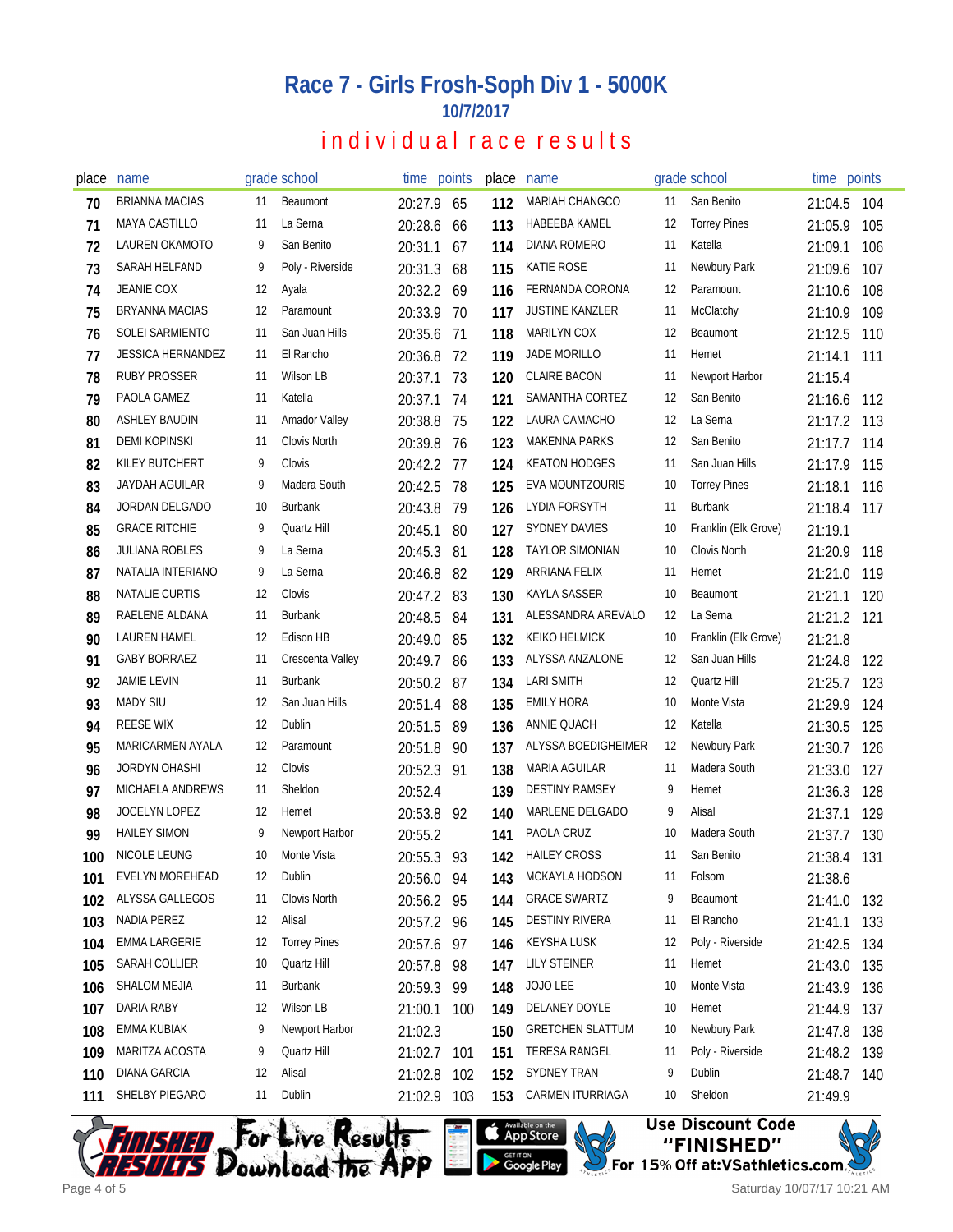# Race 7 - Girls Frosh-Soph Div 1 - 5000K

**10/7/2017**

## individual race results

| place | name | grade | school | time | points |
|---|---|---|---|---|---|
| 70 | BRIANNA MACIAS | 11 | Beaumont | 20:27.9 | 65 |
| 71 | MAYA CASTILLO | 11 | La Serna | 20:28.6 | 66 |
| 72 | LAUREN OKAMOTO | 9 | San Benito | 20:31.1 | 67 |
| 73 | SARAH HELFAND | 9 | Poly - Riverside | 20:31.3 | 68 |
| 74 | JEANIE COX | 12 | Ayala | 20:32.2 | 69 |
| 75 | BRYANNA MACIAS | 12 | Paramount | 20:33.9 | 70 |
| 76 | SOLEI SARMIENTO | 11 | San Juan Hills | 20:35.6 | 71 |
| 77 | JESSICA HERNANDEZ | 11 | El Rancho | 20:36.8 | 72 |
| 78 | RUBY PROSSER | 11 | Wilson LB | 20:37.1 | 73 |
| 79 | PAOLA GAMEZ | 11 | Katella | 20:37.1 | 74 |
| 80 | ASHLEY BAUDIN | 11 | Amador Valley | 20:38.8 | 75 |
| 81 | DEMI KOPINSKI | 11 | Clovis North | 20:39.8 | 76 |
| 82 | KILEY BUTCHERT | 9 | Clovis | 20:42.2 | 77 |
| 83 | JAYDAH AGUILAR | 9 | Madera South | 20:42.5 | 78 |
| 84 | JORDAN DELGADO | 10 | Burbank | 20:43.8 | 79 |
| 85 | GRACE RITCHIE | 9 | Quartz Hill | 20:45.1 | 80 |
| 86 | JULIANA ROBLES | 9 | La Serna | 20:45.3 | 81 |
| 87 | NATALIA INTERIANO | 9 | La Serna | 20:46.8 | 82 |
| 88 | NATALIE CURTIS | 12 | Clovis | 20:47.2 | 83 |
| 89 | RAELENE ALDANA | 11 | Burbank | 20:48.5 | 84 |
| 90 | LAUREN HAMEL | 12 | Edison HB | 20:49.0 | 85 |
| 91 | GABY BORRAEZ | 11 | Crescenta Valley | 20:49.7 | 86 |
| 92 | JAMIE LEVIN | 11 | Burbank | 20:50.2 | 87 |
| 93 | MADY SIU | 12 | San Juan Hills | 20:51.4 | 88 |
| 94 | REESE WIX | 12 | Dublin | 20:51.5 | 89 |
| 95 | MARICARMEN AYALA | 12 | Paramount | 20:51.8 | 90 |
| 96 | JORDYN OHASHI | 12 | Clovis | 20:52.3 | 91 |
| 97 | MICHAELA ANDREWS | 11 | Sheldon | 20:52.4 | |
| 98 | JOCELYN LOPEZ | 12 | Hemet | 20:53.8 | 92 |
| 99 | HAILEY SIMON | 9 | Newport Harbor | 20:55.2 | |
| 100 | NICOLE LEUNG | 10 | Monte Vista | 20:55.3 | 93 |
| 101 | EVELYN MOREHEAD | 12 | Dublin | 20:56.0 | 94 |
| 102 | ALYSSA GALLEGOS | 11 | Clovis North | 20:56.2 | 95 |
| 103 | NADIA PEREZ | 12 | Alisal | 20:57.2 | 96 |
| 104 | EMMA LARGERIE | 12 | Torrey Pines | 20:57.6 | 97 |
| 105 | SARAH COLLIER | 10 | Quartz Hill | 20:57.8 | 98 |
| 106 | SHALOM MEJIA | 11 | Burbank | 20:59.3 | 99 |
| 107 | DARIA RABY | 12 | Wilson LB | 21:00.1 | 100 |
| 108 | EMMA KUBIAK | 9 | Newport Harbor | 21:02.3 | |
| 109 | MARITZA ACOSTA | 9 | Quartz Hill | 21:02.7 | 101 |
| 110 | DIANA GARCIA | 12 | Alisal | 21:02.8 | 102 |
| 111 | SHELBY PIEGARO | 11 | Dublin | 21:02.9 | 103 |
| 112 | MARIAH CHANGCO | 11 | San Benito | 21:04.5 | 104 |
| 113 | HABEEBA KAMEL | 12 | Torrey Pines | 21:05.9 | 105 |
| 114 | DIANA ROMERO | 11 | Katella | 21:09.1 | 106 |
| 115 | KATIE ROSE | 11 | Newbury Park | 21:09.6 | 107 |
| 116 | FERNANDA CORONA | 12 | Paramount | 21:10.6 | 108 |
| 117 | JUSTINE KANZLER | 11 | McClatchy | 21:10.9 | 109 |
| 118 | MARILYN COX | 12 | Beaumont | 21:12.5 | 110 |
| 119 | JADE MORILLO | 11 | Hemet | 21:14.1 | 111 |
| 120 | CLAIRE BACON | 11 | Newport Harbor | 21:15.4 | |
| 121 | SAMANTHA CORTEZ | 12 | San Benito | 21:16.6 | 112 |
| 122 | LAURA CAMACHO | 12 | La Serna | 21:17.2 | 113 |
| 123 | MAKENNA PARKS | 12 | San Benito | 21:17.7 | 114 |
| 124 | KEATON HODGES | 11 | San Juan Hills | 21:17.9 | 115 |
| 125 | EVA MOUNTZOURIS | 10 | Torrey Pines | 21:18.1 | 116 |
| 126 | LYDIA FORSYTH | 11 | Burbank | 21:18.4 | 117 |
| 127 | SYDNEY DAVIES | 10 | Franklin (Elk Grove) | 21:19.1 | |
| 128 | TAYLOR SIMONIAN | 10 | Clovis North | 21:20.9 | 118 |
| 129 | ARRIANA FELIX | 11 | Hemet | 21:21.0 | 119 |
| 130 | KAYLA SASSER | 10 | Beaumont | 21:21.1 | 120 |
| 131 | ALESSANDRA AREVALO | 12 | La Serna | 21:21.2 | 121 |
| 132 | KEIKO HELMICK | 10 | Franklin (Elk Grove) | 21:21.8 | |
| 133 | ALYSSA ANZALONE | 12 | San Juan Hills | 21:24.8 | 122 |
| 134 | LARI SMITH | 12 | Quartz Hill | 21:25.7 | 123 |
| 135 | EMILY HORA | 10 | Monte Vista | 21:29.9 | 124 |
| 136 | ANNIE QUACH | 12 | Katella | 21:30.5 | 125 |
| 137 | ALYSSA BOEDIGHEIMER | 12 | Newbury Park | 21:30.7 | 126 |
| 138 | MARIA AGUILAR | 11 | Madera South | 21:33.0 | 127 |
| 139 | DESTINY RAMSEY | 9 | Hemet | 21:36.3 | 128 |
| 140 | MARLENE DELGADO | 9 | Alisal | 21:37.1 | 129 |
| 141 | PAOLA CRUZ | 10 | Madera South | 21:37.7 | 130 |
| 142 | HAILEY CROSS | 11 | San Benito | 21:38.4 | 131 |
| 143 | MCKAYLA HODSON | 11 | Folsom | 21:38.6 | |
| 144 | GRACE SWARTZ | 9 | Beaumont | 21:41.0 | 132 |
| 145 | DESTINY RIVERA | 11 | El Rancho | 21:41.1 | 133 |
| 146 | KEYSHA LUSK | 12 | Poly - Riverside | 21:42.5 | 134 |
| 147 | LILY STEINER | 11 | Hemet | 21:43.0 | 135 |
| 148 | JOJO LEE | 10 | Monte Vista | 21:43.9 | 136 |
| 149 | DELANEY DOYLE | 10 | Hemet | 21:44.9 | 137 |
| 150 | GRETCHEN SLATTUM | 10 | Newbury Park | 21:47.8 | 138 |
| 151 | TERESA RANGEL | 11 | Poly - Riverside | 21:48.2 | 139 |
| 152 | SYDNEY TRAN | 9 | Dublin | 21:48.7 | 140 |
| 153 | CARMEN ITURRIAGA | 10 | Sheldon | 21:49.9 | |

Finished Results — For Live Results Download the App — Available on the App Store / Get it on Google Play

Use Discount Code "FINISHED" For 15% Off at:VSathletics.com

Saturday 10/07/17 10:21 AM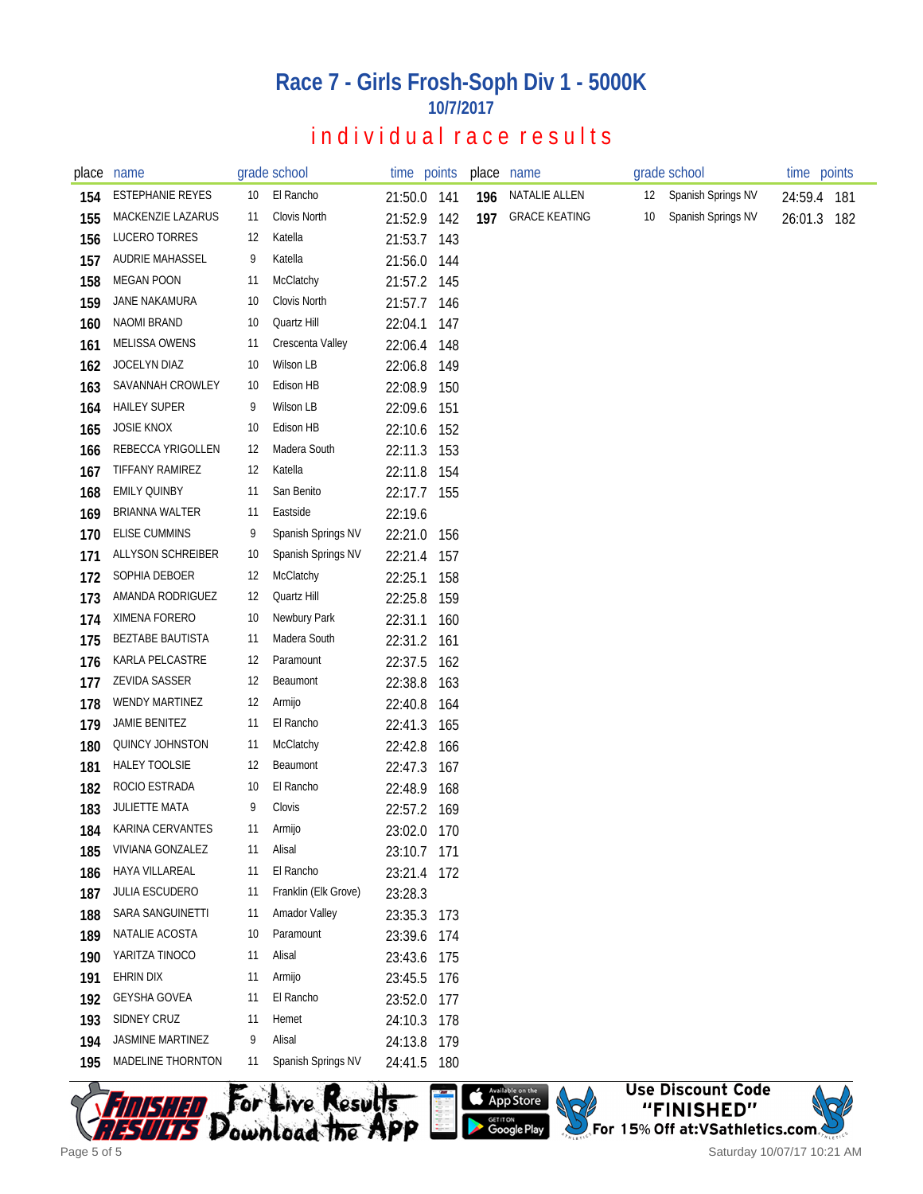# Race 7 - Girls Frosh-Soph Div 1 - 5000K

## 10/7/2017

## individual race results

| place | name | grade | school | time | points |
|---|---|---|---|---|---|
| 154 | ESTEPHANIE REYES | 10 | El Rancho | 21:50.0 | 141 |
| 155 | MACKENZIE LAZARUS | 11 | Clovis North | 21:52.9 | 142 |
| 156 | LUCERO TORRES | 12 | Katella | 21:53.7 | 143 |
| 157 | AUDRIE MAHASSEL | 9 | Katella | 21:56.0 | 144 |
| 158 | MEGAN POON | 11 | McClatchy | 21:57.2 | 145 |
| 159 | JANE NAKAMURA | 10 | Clovis North | 21:57.7 | 146 |
| 160 | NAOMI BRAND | 10 | Quartz Hill | 22:04.1 | 147 |
| 161 | MELISSA OWENS | 11 | Crescenta Valley | 22:06.4 | 148 |
| 162 | JOCELYN DIAZ | 10 | Wilson LB | 22:06.8 | 149 |
| 163 | SAVANNAH CROWLEY | 10 | Edison HB | 22:08.9 | 150 |
| 164 | HAILEY SUPER | 9 | Wilson LB | 22:09.6 | 151 |
| 165 | JOSIE KNOX | 10 | Edison HB | 22:10.6 | 152 |
| 166 | REBECCA YRIGOLLEN | 12 | Madera South | 22:11.3 | 153 |
| 167 | TIFFANY RAMIREZ | 12 | Katella | 22:11.8 | 154 |
| 168 | EMILY QUINBY | 11 | San Benito | 22:17.7 | 155 |
| 169 | BRIANNA WALTER | 11 | Eastside | 22:19.6 | |
| 170 | ELISE CUMMINS | 9 | Spanish Springs NV | 22:21.0 | 156 |
| 171 | ALLYSON SCHREIBER | 10 | Spanish Springs NV | 22:21.4 | 157 |
| 172 | SOPHIA DEBOER | 12 | McClatchy | 22:25.1 | 158 |
| 173 | AMANDA RODRIGUEZ | 12 | Quartz Hill | 22:25.8 | 159 |
| 174 | XIMENA FORERO | 10 | Newbury Park | 22:31.1 | 160 |
| 175 | BEZTABE BAUTISTA | 11 | Madera South | 22:31.2 | 161 |
| 176 | KARLA PELCASTRE | 12 | Paramount | 22:37.5 | 162 |
| 177 | ZEVIDA SASSER | 12 | Beaumont | 22:38.8 | 163 |
| 178 | WENDY MARTINEZ | 12 | Armijo | 22:40.8 | 164 |
| 179 | JAMIE BENITEZ | 11 | El Rancho | 22:41.3 | 165 |
| 180 | QUINCY JOHNSTON | 11 | McClatchy | 22:42.8 | 166 |
| 181 | HALEY TOOLSIE | 12 | Beaumont | 22:47.3 | 167 |
| 182 | ROCIO ESTRADA | 10 | El Rancho | 22:48.9 | 168 |
| 183 | JULIETTE MATA | 9 | Clovis | 22:57.2 | 169 |
| 184 | KARINA CERVANTES | 11 | Armijo | 23:02.0 | 170 |
| 185 | VIVIANA GONZALEZ | 11 | Alisal | 23:10.7 | 171 |
| 186 | HAYA VILLAREAL | 11 | El Rancho | 23:21.4 | 172 |
| 187 | JULIA ESCUDERO | 11 | Franklin (Elk Grove) | 23:28.3 | |
| 188 | SARA SANGUINETTI | 11 | Amador Valley | 23:35.3 | 173 |
| 189 | NATALIE ACOSTA | 10 | Paramount | 23:39.6 | 174 |
| 190 | YARITZA TINOCO | 11 | Alisal | 23:43.6 | 175 |
| 191 | EHRIN DIX | 11 | Armijo | 23:45.5 | 176 |
| 192 | GEYSHA GOVEA | 11 | El Rancho | 23:52.0 | 177 |
| 193 | SIDNEY CRUZ | 11 | Hemet | 24:10.3 | 178 |
| 194 | JASMINE MARTINEZ | 9 | Alisal | 24:13.8 | 179 |
| 195 | MADELINE THORNTON | 11 | Spanish Springs NV | 24:41.5 | 180 |
| 196 | NATALIE ALLEN | 12 | Spanish Springs NV | 24:59.4 | 181 |
| 197 | GRACE KEATING | 10 | Spanish Springs NV | 26:01.3 | 182 |

For Live Results Download the App — Available on the App Store — Get it on Google Play

Use Discount Code "FINISHED" For 15% Off at:VSathletics.com

Saturday 10/07/17 10:21 AM